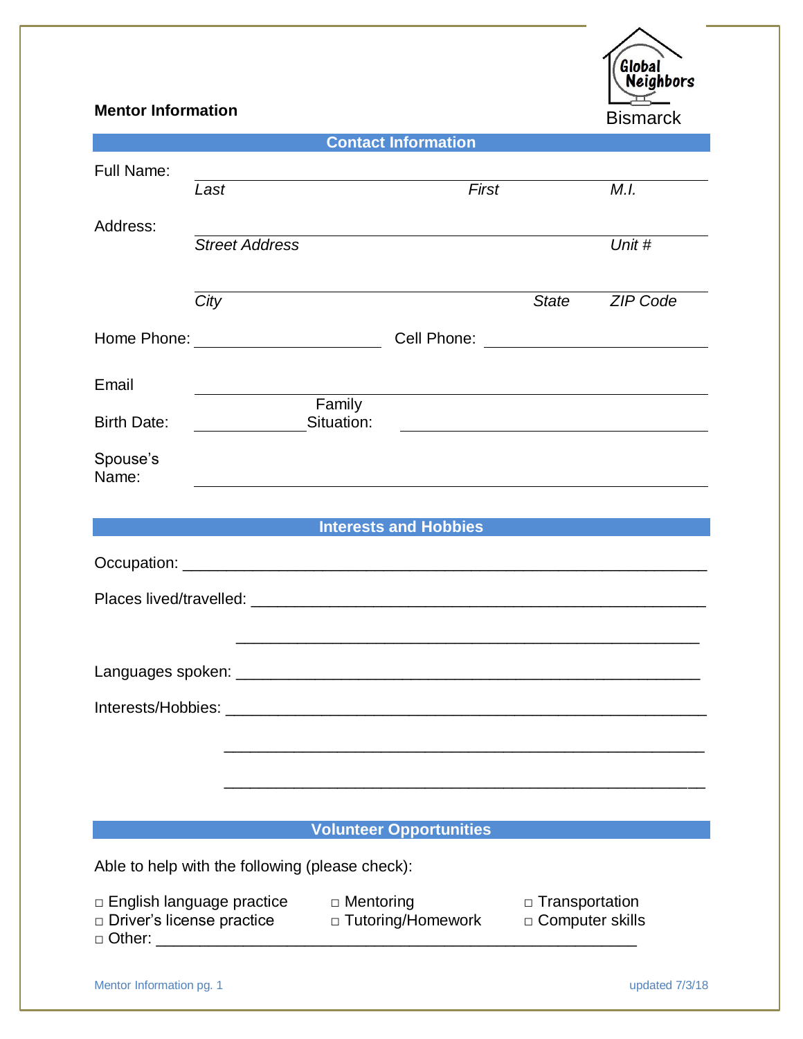Global Neighbors

Bismarck

**Mentor Information**

## Contact Information

Full Name: ______________________________________________

*Last* *First* *M.I.*

Address: ______________________________________________

*Street Address* *Unit #*

______________________________________________

*City* *State* *ZIP Code*

Home Phone: ____________________ Cell Phone: ____________________

Email ______________________________________________

Birth Date: ____________ Family Situation: ____________________

Spouse's Name: ______________________________________________

## Interests and Hobbies

Occupation: ______________________________________________

Places lived/travelled: ______________________________________________

______________________________________________

Languages spoken: ______________________________________________

Interests/Hobbies: ______________________________________________

______________________________________________

______________________________________________

## Volunteer Opportunities

Able to help with the following (please check):

□ English language practice □ Mentoring □ Transportation
□ Driver's license practice □ Tutoring/Homework □ Computer skills
□ Other: ______________________________________________

updated 7/3/18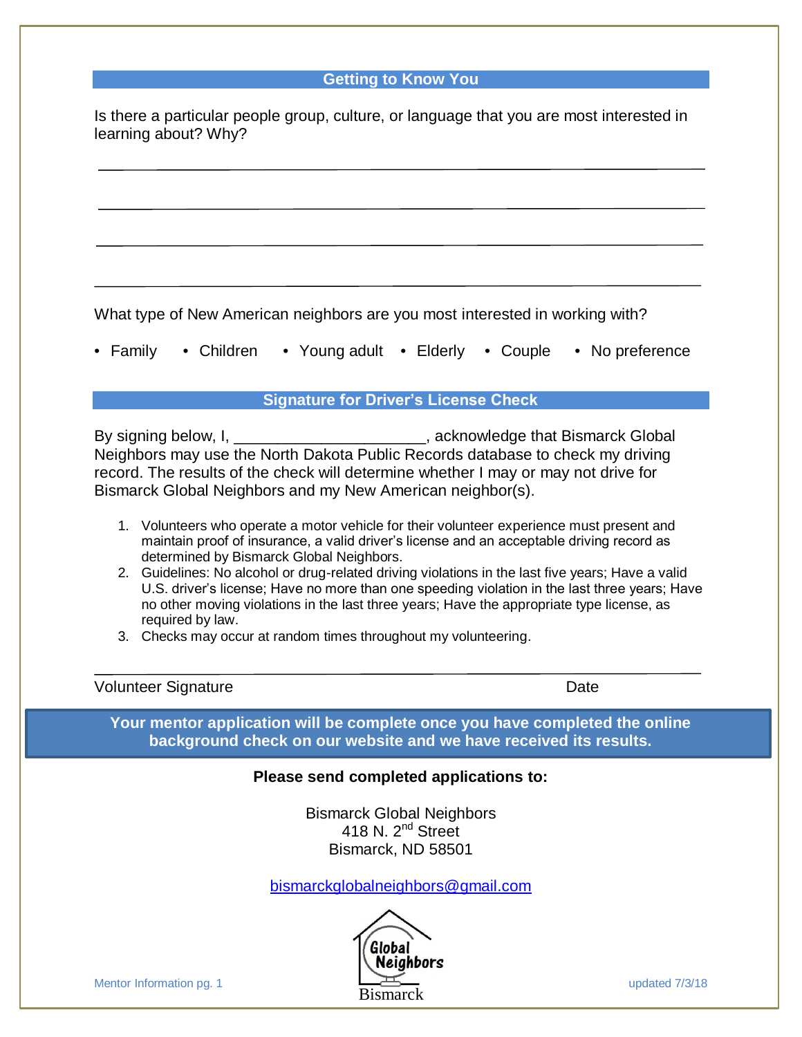## Getting to Know You

Is there a particular people group, culture, or language that you are most interested in learning about? Why?

\_\_\_\_\_\_\_\_\_\_\_\_\_\_\_\_\_\_\_\_\_\_\_\_\_\_\_\_\_\_\_\_\_\_\_\_\_\_\_\_\_\_\_\_\_\_\_\_\_\_\_\_\_\_\_\_\_\_\_\_\_\_\_\_\_\_\_\_\_\_\_\_

\_\_\_\_\_\_\_\_\_\_\_\_\_\_\_\_\_\_\_\_\_\_\_\_\_\_\_\_\_\_\_\_\_\_\_\_\_\_\_\_\_\_\_\_\_\_\_\_\_\_\_\_\_\_\_\_\_\_\_\_\_\_\_\_\_\_\_\_\_\_\_\_

\_\_\_\_\_\_\_\_\_\_\_\_\_\_\_\_\_\_\_\_\_\_\_\_\_\_\_\_\_\_\_\_\_\_\_\_\_\_\_\_\_\_\_\_\_\_\_\_\_\_\_\_\_\_\_\_\_\_\_\_\_\_\_\_\_\_\_\_\_\_\_\_

\_\_\_\_\_\_\_\_\_\_\_\_\_\_\_\_\_\_\_\_\_\_\_\_\_\_\_\_\_\_\_\_\_\_\_\_\_\_\_\_\_\_\_\_\_\_\_\_\_\_\_\_\_\_\_\_\_\_\_\_\_\_\_\_\_\_\_\_\_\_\_\_

What type of New American neighbors are you most interested in working with?

- Family
- Children
- Young adult
- Elderly
- Couple
- No preference

## Signature for Driver's License Check

By signing below, I, \_\_\_\_\_\_\_\_\_\_\_\_\_\_\_\_\_\_\_\_\_\_, acknowledge that Bismarck Global Neighbors may use the North Dakota Public Records database to check my driving record. The results of the check will determine whether I may or may not drive for Bismarck Global Neighbors and my New American neighbor(s).

1. Volunteers who operate a motor vehicle for their volunteer experience must present and maintain proof of insurance, a valid driver's license and an acceptable driving record as determined by Bismarck Global Neighbors.
2. Guidelines: No alcohol or drug-related driving violations in the last five years; Have a valid U.S. driver's license; Have no more than one speeding violation in the last three years; Have no other moving violations in the last three years; Have the appropriate type license, as required by law.
3. Checks may occur at random times throughout my volunteering.

\_\_\_\_\_\_\_\_\_\_\_\_\_\_\_\_\_\_\_\_\_\_\_\_\_\_\_\_\_\_\_\_\_\_\_\_\_\_\_\_\_\_\_\_\_\_\_\_\_\_\_\_\_\_\_\_\_\_\_\_\_\_\_\_\_\_\_\_\_\_\_\_

Volunteer Signature                                                                                   Date

**Your mentor application will be complete once you have completed the online background check on our website and we have received its results.**

**Please send completed applications to:**

Bismarck Global Neighbors
418 N. 2nd Street
Bismarck, ND 58501

bismarckglobalneighbors@gmail.com

Global Neighbors
Bismarck

Mentor Information pg. 1

updated 7/3/18